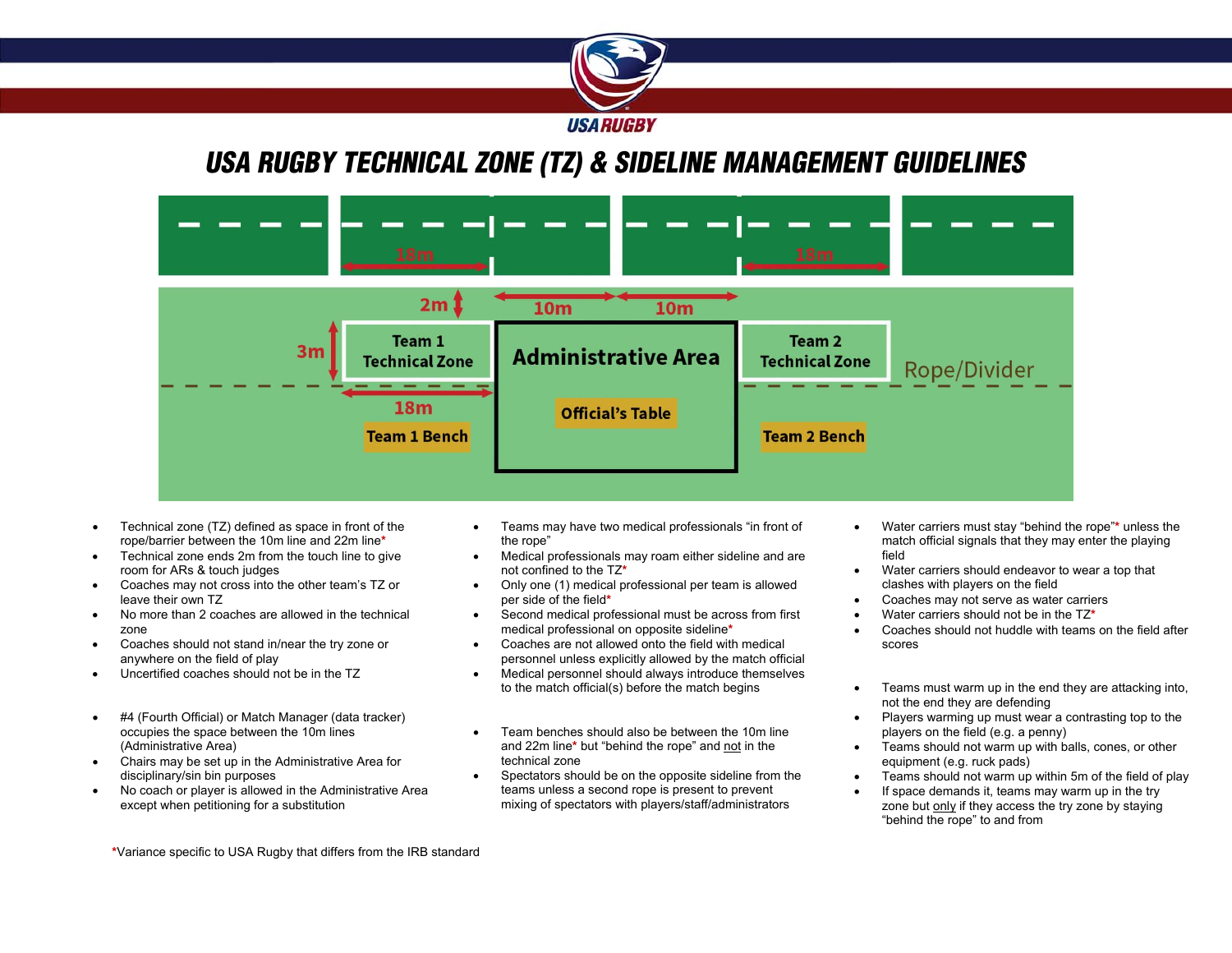USA RUGBY

# USA RUGBY TECHNICAL ZONE (TZ) & SIDELINE MANAGEMENT GUIDELINES

- Technical zone (TZ) defined as space in front of the rope/barrier between the 10m line and 22m line*
- Technical zone ends 2m from the touch line to give room for ARs & touch judges
- Coaches may not cross into the other team's TZ or leave their own TZ
- No more than 2 coaches are allowed in the technical zone
- Coaches should not stand in/near the try zone or anywhere on the field of play
- Uncertified coaches should not be in the TZ

- #4 (Fourth Official) or Match Manager (data tracker) occupies the space between the 10m lines (Administrative Area)
- Chairs may be set up in the Administrative Area for disciplinary/sin bin purposes
- No coach or player is allowed in the Administrative Area except when petitioning for a substitution

- Teams may have two medical professionals "in front of the rope"
- Medical professionals may roam either sideline and are not confined to the TZ*
- Only one (1) medical professional per team is allowed per side of the field*
- Second medical professional must be across from first medical professional on opposite sideline*
- Coaches are not allowed onto the field with medical personnel unless explicitly allowed by the match official
- Medical personnel should always introduce themselves to the match official(s) before the match begins

- Team benches should also be between the 10m line and 22m line* but "behind the rope" and not in the technical zone
- Spectators should be on the opposite sideline from the teams unless a second rope is present to prevent mixing of spectators with players/staff/administrators

- Water carriers must stay "behind the rope"* unless the match official signals that they may enter the playing field
- Water carriers should endeavor to wear a top that clashes with players on the field
- Coaches may not serve as water carriers
- Water carriers should not be in the TZ*
- Coaches should not huddle with teams on the field after scores

- Teams must warm up in the end they are attacking into, not the end they are defending
- Players warming up must wear a contrasting top to the players on the field (e.g. a penny)
- Teams should not warm up with balls, cones, or other equipment (e.g. ruck pads)
- Teams should not warm up within 5m of the field of play
- If space demands it, teams may warm up in the try zone but only if they access the try zone by staying "behind the rope" to and from

*Variance specific to USA Rugby that differs from the IRB standard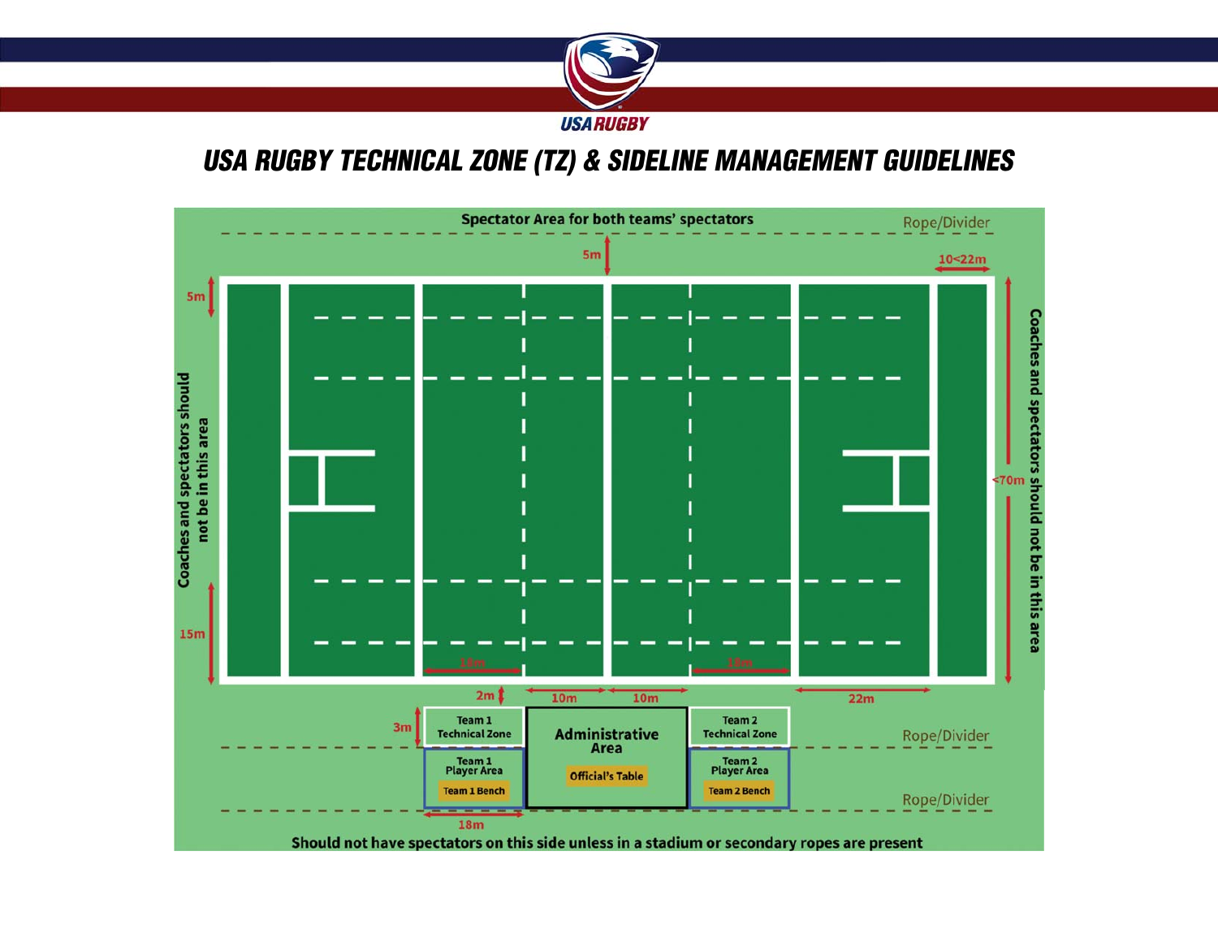# USA RUGBY TECHNICAL ZONE (TZ) & SIDELINE MANAGEMENT GUIDELINES

Spectator Area for both teams' spectators

Rope/Divider

5m

10<22m

5m

Coaches and spectators should not be in this area

15m

<70m

Coaches and spectators should not be in this area

18m

18m

2m

10m

10m

22m

3m

Team 1 Technical Zone

Administrative Area

Team 2 Technical Zone

Rope/Divider

Team 1 Player Area

Team 1 Bench

Official's Table

Team 2 Player Area

Team 2 Bench

Rope/Divider

18m

Should not have spectators on this side unless in a stadium or secondary ropes are present